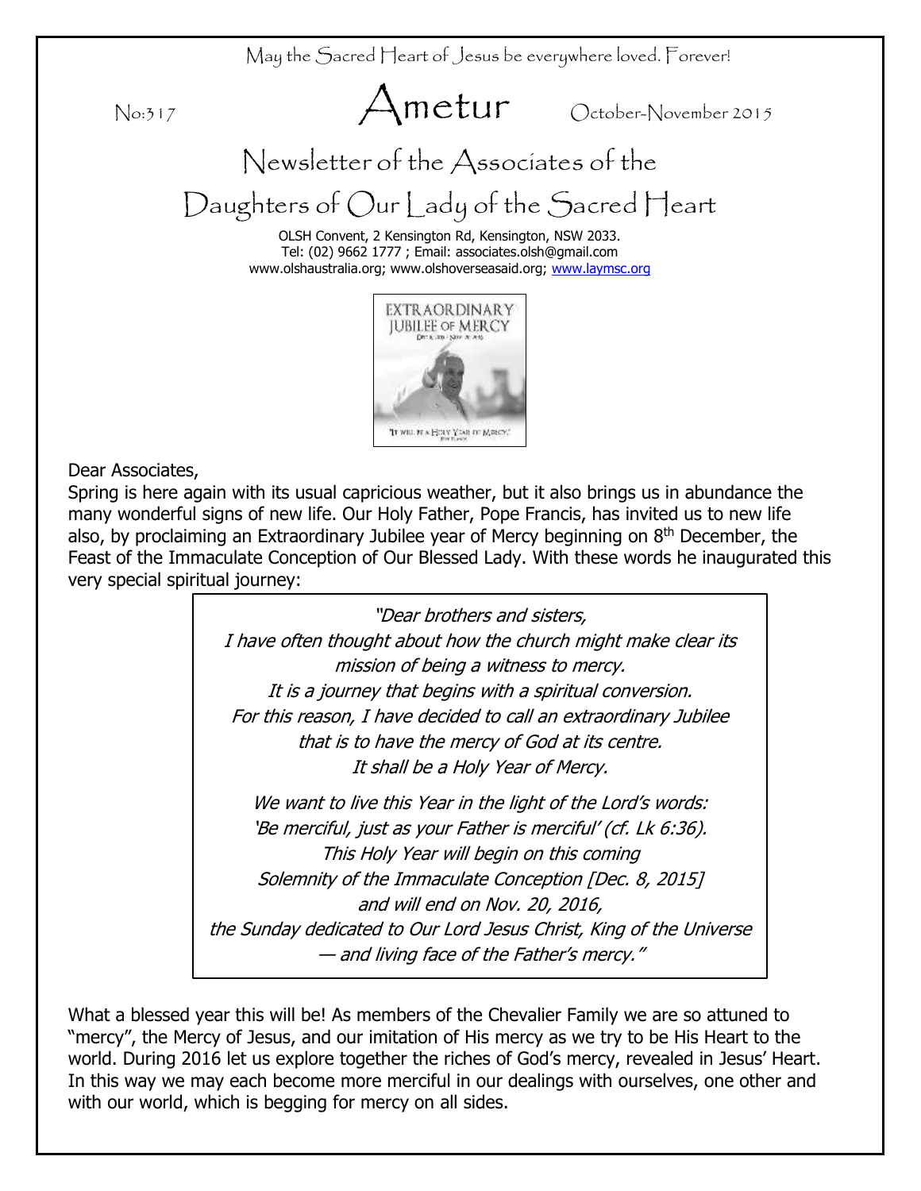May the Sacred Heart of Jesus be everywhere loved. Forever!

No:317

# Ametur

October-November 2015

## Newsletter of the Associates of the Daughters of Our Lady of the Sacred Heart

OLSH Convent, 2 Kensington Rd, Kensington, NSW 2033.
Tel: (02) 9662 1777 ; Email: associates.olsh@gmail.com
www.olshaustralia.org; www.olshoverseasaid.org; www.laymsc.org

Dear Associates,

Spring is here again with its usual capricious weather, but it also brings us in abundance the many wonderful signs of new life. Our Holy Father, Pope Francis, has invited us to new life also, by proclaiming an Extraordinary Jubilee year of Mercy beginning on 8th December, the Feast of the Immaculate Conception of Our Blessed Lady. With these words he inaugurated this very special spiritual journey:

> *"Dear brothers and sisters,*
> *I have often thought about how the church might make clear its mission of being a witness to mercy.*
> *It is a journey that begins with a spiritual conversion.*
> *For this reason, I have decided to call an extraordinary Jubilee that is to have the mercy of God at its centre.*
> *It shall be a Holy Year of Mercy.*
>
> *We want to live this Year in the light of the Lord's words:*
> *'Be merciful, just as your Father is merciful' (cf. Lk 6:36).*
> *This Holy Year will begin on this coming Solemnity of the Immaculate Conception [Dec. 8, 2015] and will end on Nov. 20, 2016,*
> *the Sunday dedicated to Our Lord Jesus Christ, King of the Universe — and living face of the Father's mercy."*

What a blessed year this will be! As members of the Chevalier Family we are so attuned to "mercy", the Mercy of Jesus, and our imitation of His mercy as we try to be His Heart to the world. During 2016 let us explore together the riches of God's mercy, revealed in Jesus' Heart. In this way we may each become more merciful in our dealings with ourselves, one other and with our world, which is begging for mercy on all sides.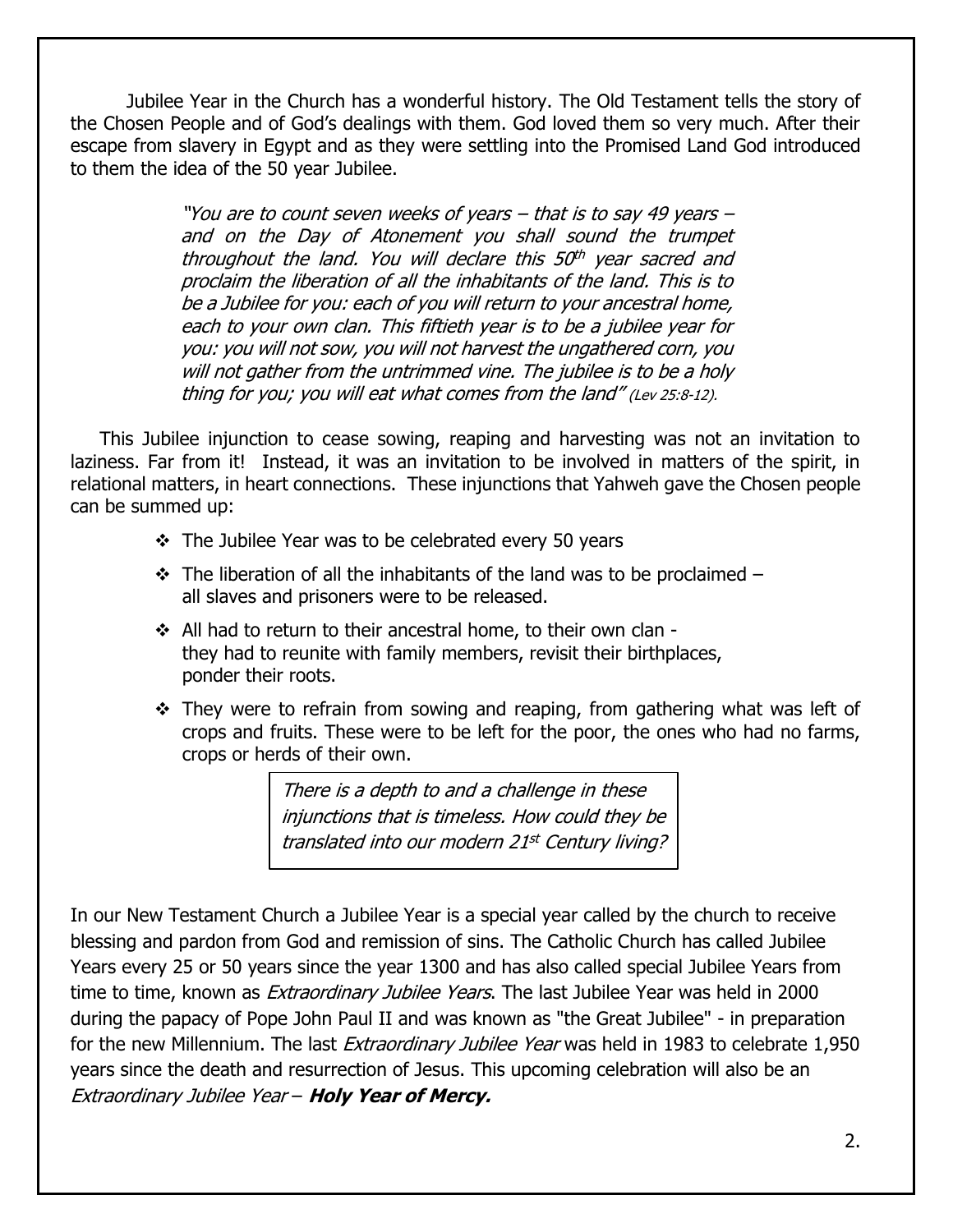Jubilee Year in the Church has a wonderful history. The Old Testament tells the story of the Chosen People and of God's dealings with them. God loved them so very much. After their escape from slavery in Egypt and as they were settling into the Promised Land God introduced to them the idea of the 50 year Jubilee.

> *"You are to count seven weeks of years – that is to say 49 years – and on the Day of Atonement you shall sound the trumpet throughout the land. You will declare this 50th year sacred and proclaim the liberation of all the inhabitants of the land. This is to be a Jubilee for you: each of you will return to your ancestral home, each to your own clan. This fiftieth year is to be a jubilee year for you: you will not sow, you will not harvest the ungathered corn, you will not gather from the untrimmed vine. The jubilee is to be a holy thing for you; you will eat what comes from the land" (Lev 25:8-12).*

This Jubilee injunction to cease sowing, reaping and harvesting was not an invitation to laziness. Far from it! Instead, it was an invitation to be involved in matters of the spirit, in relational matters, in heart connections. These injunctions that Yahweh gave the Chosen people can be summed up:

- The Jubilee Year was to be celebrated every 50 years
- The liberation of all the inhabitants of the land was to be proclaimed – all slaves and prisoners were to be released.
- All had to return to their ancestral home, to their own clan - they had to reunite with family members, revisit their birthplaces, ponder their roots.
- They were to refrain from sowing and reaping, from gathering what was left of crops and fruits. These were to be left for the poor, the ones who had no farms, crops or herds of their own.

> *There is a depth to and a challenge in these injunctions that is timeless. How could they be translated into our modern 21st Century living?*

In our New Testament Church a Jubilee Year is a special year called by the church to receive blessing and pardon from God and remission of sins. The Catholic Church has called Jubilee Years every 25 or 50 years since the year 1300 and has also called special Jubilee Years from time to time, known as *Extraordinary Jubilee Years*. The last Jubilee Year was held in 2000 during the papacy of Pope John Paul II and was known as "the Great Jubilee" - in preparation for the new Millennium. The last *Extraordinary Jubilee Year* was held in 1983 to celebrate 1,950 years since the death and resurrection of Jesus. This upcoming celebration will also be an *Extraordinary Jubilee Year* – ***Holy Year of Mercy.***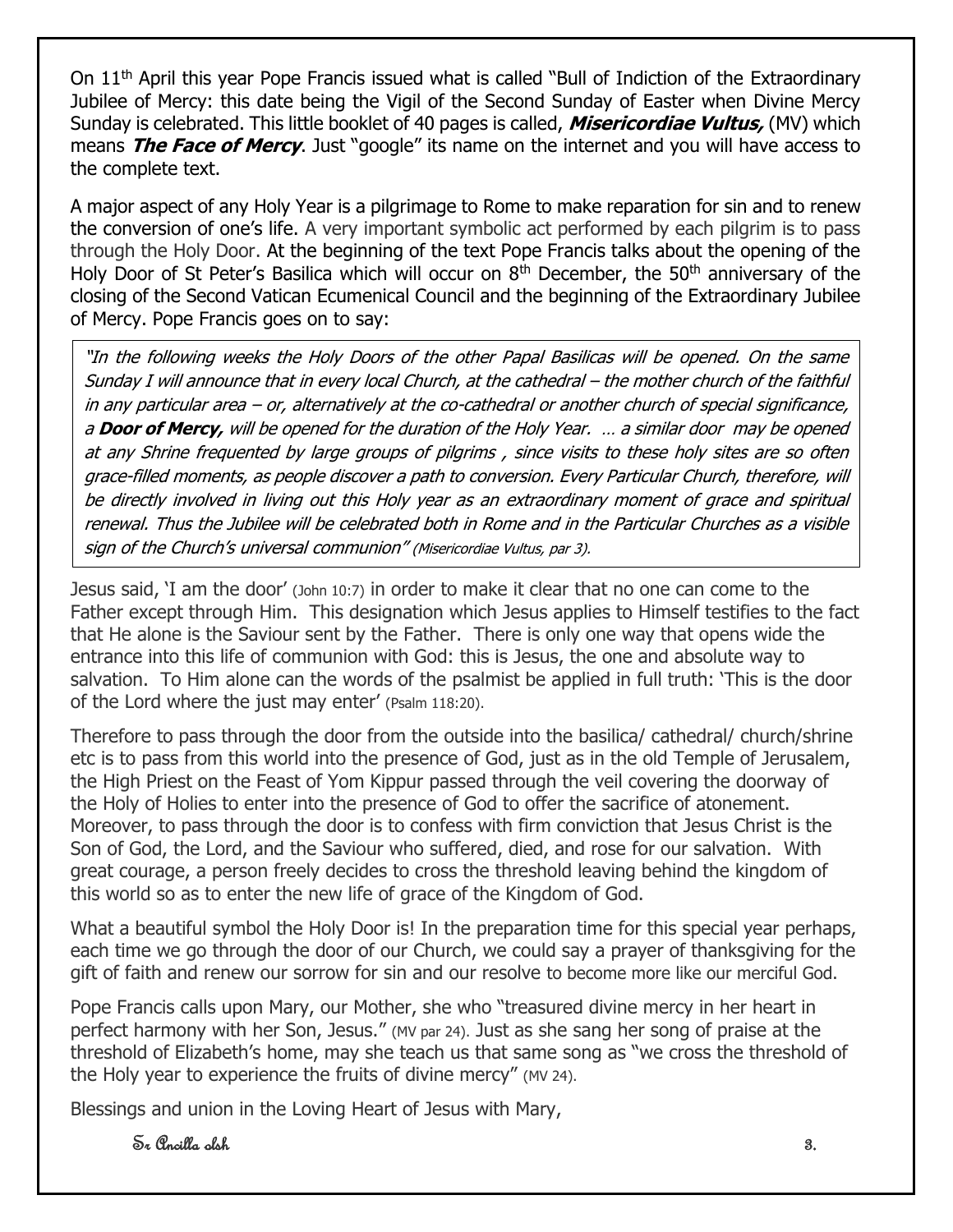On 11th April this year Pope Francis issued what is called "Bull of Indiction of the Extraordinary Jubilee of Mercy: this date being the Vigil of the Second Sunday of Easter when Divine Mercy Sunday is celebrated. This little booklet of 40 pages is called, ***Misericordiae Vultus,*** (MV) which means ***The Face of Mercy***. Just "google" its name on the internet and you will have access to the complete text.

A major aspect of any Holy Year is a pilgrimage to Rome to make reparation for sin and to renew the conversion of one's life. A very important symbolic act performed by each pilgrim is to pass through the Holy Door. At the beginning of the text Pope Francis talks about the opening of the Holy Door of St Peter's Basilica which will occur on 8th December, the 50th anniversary of the closing of the Second Vatican Ecumenical Council and the beginning of the Extraordinary Jubilee of Mercy. Pope Francis goes on to say:

> *"In the following weeks the Holy Doors of the other Papal Basilicas will be opened. On the same Sunday I will announce that in every local Church, at the cathedral – the mother church of the faithful in any particular area – or, alternatively at the co-cathedral or another church of special significance, a **Door of Mercy,** will be opened for the duration of the Holy Year. … a similar door may be opened at any Shrine frequented by large groups of pilgrims , since visits to these holy sites are so often grace-filled moments, as people discover a path to conversion. Every Particular Church, therefore, will be directly involved in living out this Holy year as an extraordinary moment of grace and spiritual renewal. Thus the Jubilee will be celebrated both in Rome and in the Particular Churches as a visible sign of the Church's universal communion" (Misericordiae Vultus, par 3).*

Jesus said, 'I am the door' (John 10:7) in order to make it clear that no one can come to the Father except through Him. This designation which Jesus applies to Himself testifies to the fact that He alone is the Saviour sent by the Father. There is only one way that opens wide the entrance into this life of communion with God: this is Jesus, the one and absolute way to salvation. To Him alone can the words of the psalmist be applied in full truth: 'This is the door of the Lord where the just may enter' (Psalm 118:20).

Therefore to pass through the door from the outside into the basilica/ cathedral/ church/shrine etc is to pass from this world into the presence of God, just as in the old Temple of Jerusalem, the High Priest on the Feast of Yom Kippur passed through the veil covering the doorway of the Holy of Holies to enter into the presence of God to offer the sacrifice of atonement. Moreover, to pass through the door is to confess with firm conviction that Jesus Christ is the Son of God, the Lord, and the Saviour who suffered, died, and rose for our salvation. With great courage, a person freely decides to cross the threshold leaving behind the kingdom of this world so as to enter the new life of grace of the Kingdom of God.

What a beautiful symbol the Holy Door is! In the preparation time for this special year perhaps, each time we go through the door of our Church, we could say a prayer of thanksgiving for the gift of faith and renew our sorrow for sin and our resolve to become more like our merciful God.

Pope Francis calls upon Mary, our Mother, she who "treasured divine mercy in her heart in perfect harmony with her Son, Jesus." (MV par 24). Just as she sang her song of praise at the threshold of Elizabeth's home, may she teach us that same song as "we cross the threshold of the Holy year to experience the fruits of divine mercy" (MV 24).

Blessings and union in the Loving Heart of Jesus with Mary,

Sr Ancilla olsh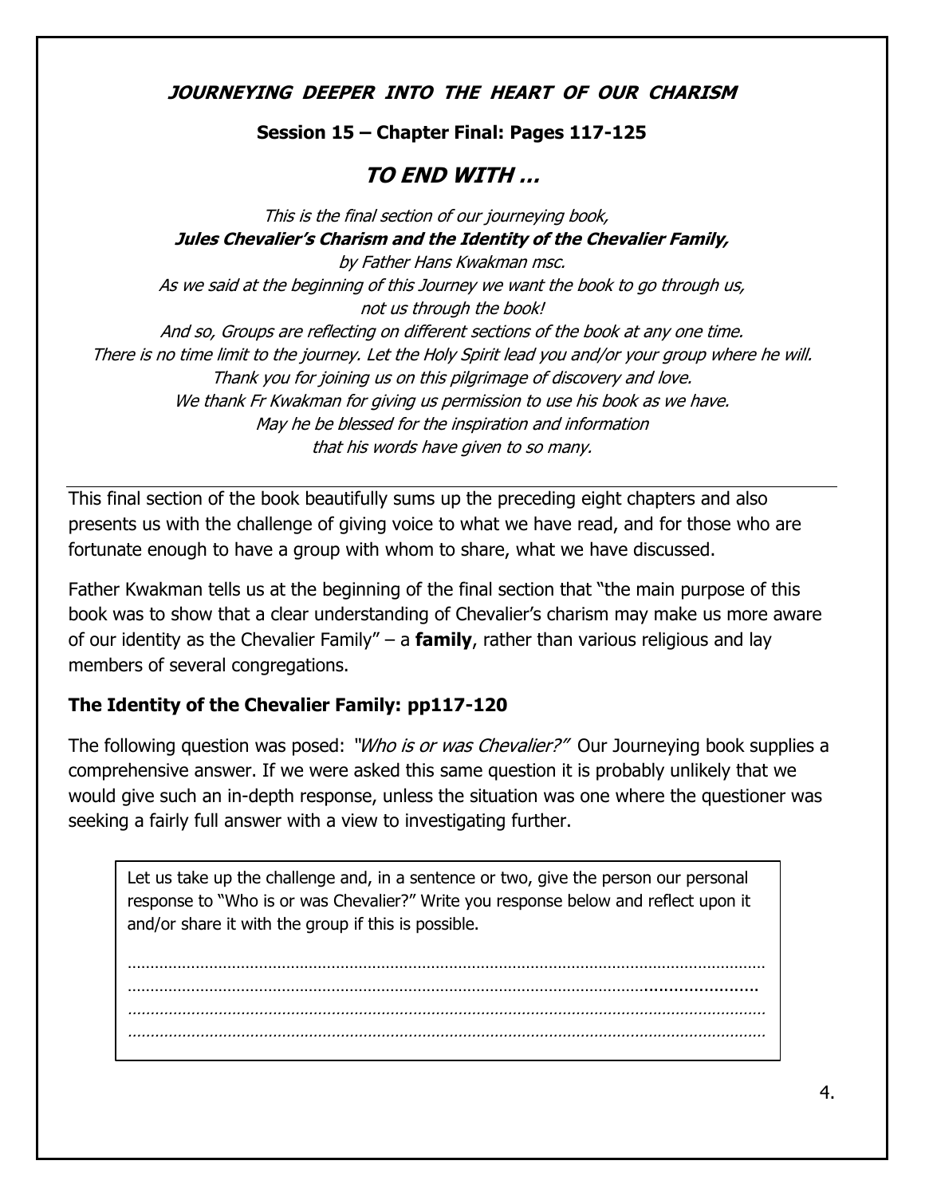**_JOURNEYING DEEPER INTO THE HEART OF OUR CHARISM_**

**Session 15 – Chapter Final: Pages 117-125**

# _TO END WITH …_

*This is the final section of our journeying book,*
***Jules Chevalier's Charism and the Identity of the Chevalier Family,***
*by Father Hans Kwakman msc.*
*As we said at the beginning of this Journey we want the book to go through us, not us through the book!*
*And so, Groups are reflecting on different sections of the book at any one time.*
*There is no time limit to the journey. Let the Holy Spirit lead you and/or your group where he will.*
*Thank you for joining us on this pilgrimage of discovery and love.*
*We thank Fr Kwakman for giving us permission to use his book as we have.*
*May he be blessed for the inspiration and information that his words have given to so many.*

---

This final section of the book beautifully sums up the preceding eight chapters and also presents us with the challenge of giving voice to what we have read, and for those who are fortunate enough to have a group with whom to share, what we have discussed.

Father Kwakman tells us at the beginning of the final section that "the main purpose of this book was to show that a clear understanding of Chevalier's charism may make us more aware of our identity as the Chevalier Family" – a **family**, rather than various religious and lay members of several congregations.

### The Identity of the Chevalier Family: pp117-120

The following question was posed: *"Who is or was Chevalier?"* Our Journeying book supplies a comprehensive answer. If we were asked this same question it is probably unlikely that we would give such an in-depth response, unless the situation was one where the questioner was seeking a fairly full answer with a view to investigating further.

Let us take up the challenge and, in a sentence or two, give the person our personal response to "Who is or was Chevalier?" Write you response below and reflect upon it and/or share it with the group if this is possible.

…………………………………………………………………………………………………………………………
…………………………………………………………………………………………………………………………
…………………………………………………………………………………………………………………………
…………………………………………………………………………………………………………………………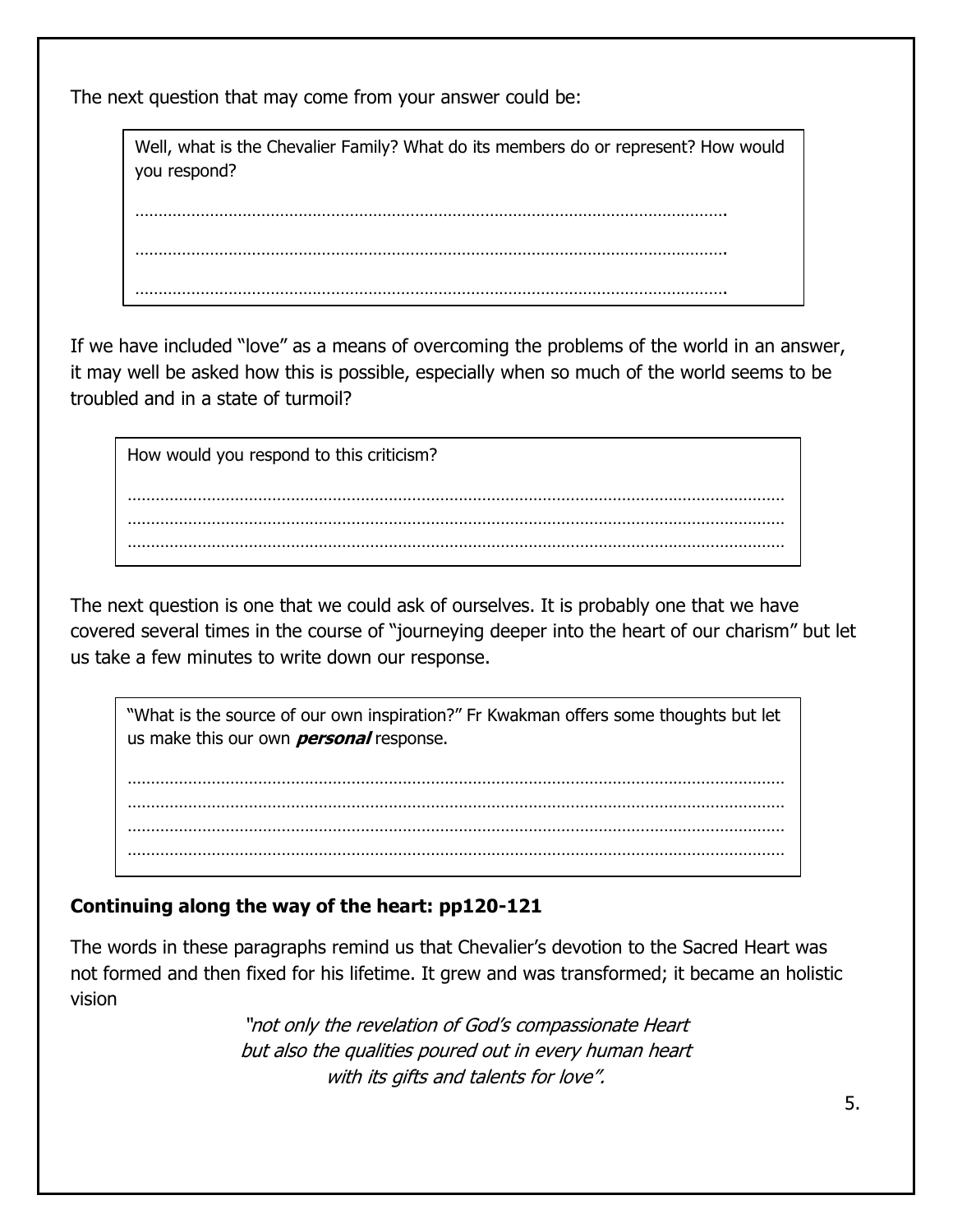The next question that may come from your answer could be:

> Well, what is the Chevalier Family? What do its members do or represent? How would you respond?
>
> ……………………………………………………………………………………………………….
>
> ……………………………………………………………………………………………………….
>
> ……………………………………………………………………………………………………….

If we have included "love" as a means of overcoming the problems of the world in an answer, it may well be asked how this is possible, especially when so much of the world seems to be troubled and in a state of turmoil?

> How would you respond to this criticism?
>
> ………………………………………………………………………………………………………………
> ………………………………………………………………………………………………………………
> ………………………………………………………………………………………………………………

The next question is one that we could ask of ourselves. It is probably one that we have covered several times in the course of "journeying deeper into the heart of our charism" but let us take a few minutes to write down our response.

> "What is the source of our own inspiration?" Fr Kwakman offers some thoughts but let us make this our own ***personal*** response.
>
> ………………………………………………………………………………………………………………
> ………………………………………………………………………………………………………………
> ………………………………………………………………………………………………………………
> ………………………………………………………………………………………………………………

**Continuing along the way of the heart: pp120-121**

The words in these paragraphs remind us that Chevalier's devotion to the Sacred Heart was not formed and then fixed for his lifetime. It grew and was transformed; it became an holistic vision

*"not only the revelation of God's compassionate Heart*
*but also the qualities poured out in every human heart*
*with its gifts and talents for love".*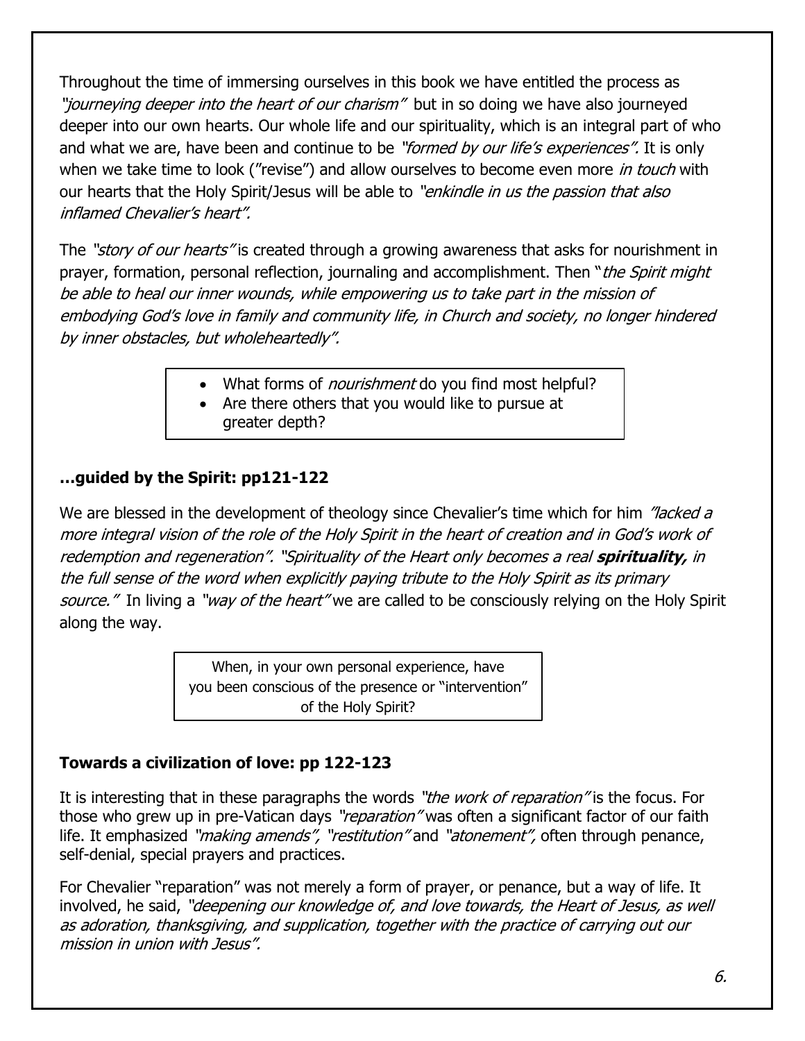Throughout the time of immersing ourselves in this book we have entitled the process as *"journeying deeper into the heart of our charism"* but in so doing we have also journeyed deeper into our own hearts. Our whole life and our spirituality, which is an integral part of who and what we are, have been and continue to be *"formed by our life's experiences".* It is only when we take time to look ("revise") and allow ourselves to become even more *in touch* with our hearts that the Holy Spirit/Jesus will be able to *"enkindle in us the passion that also inflamed Chevalier's heart".*

The *"story of our hearts"* is created through a growing awareness that asks for nourishment in prayer, formation, personal reflection, journaling and accomplishment. Then "*the Spirit might be able to heal our inner wounds, while empowering us to take part in the mission of embodying God's love in family and community life, in Church and society, no longer hindered by inner obstacles, but wholeheartedly".*

- What forms of *nourishment* do you find most helpful?
- Are there others that you would like to pursue at greater depth?

### …guided by the Spirit: pp121-122

We are blessed in the development of theology since Chevalier's time which for him *"lacked a more integral vision of the role of the Holy Spirit in the heart of creation and in God's work of redemption and regeneration". "Spirituality of the Heart only becomes a real* ***spirituality,*** *in the full sense of the word when explicitly paying tribute to the Holy Spirit as its primary source."* In living a *"way of the heart"* we are called to be consciously relying on the Holy Spirit along the way.

When, in your own personal experience, have you been conscious of the presence or "intervention" of the Holy Spirit?

### Towards a civilization of love: pp 122-123

It is interesting that in these paragraphs the words *"the work of reparation"* is the focus. For those who grew up in pre-Vatican days *"reparation"* was often a significant factor of our faith life. It emphasized *"making amends", "restitution"* and *"atonement",* often through penance, self-denial, special prayers and practices.

For Chevalier "reparation" was not merely a form of prayer, or penance, but a way of life. It involved, he said, *"deepening our knowledge of, and love towards, the Heart of Jesus, as well as adoration, thanksgiving, and supplication, together with the practice of carrying out our mission in union with Jesus".*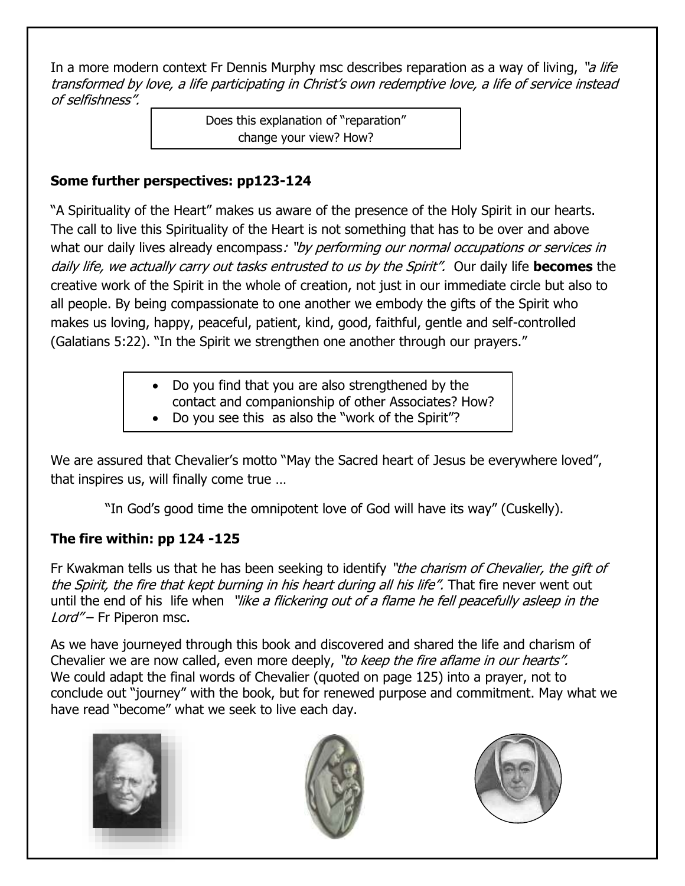In a more modern context Fr Dennis Murphy msc describes reparation as a way of living, *"a life transformed by love, a life participating in Christ's own redemptive love, a life of service instead of selfishness".*

> Does this explanation of "reparation" change your view? How?

## Some further perspectives: pp123-124

"A Spirituality of the Heart" makes us aware of the presence of the Holy Spirit in our hearts. The call to live this Spirituality of the Heart is not something that has to be over and above what our daily lives already encompass*: "by performing our normal occupations or services in daily life, we actually carry out tasks entrusted to us by the Spirit".* Our daily life **becomes** the creative work of the Spirit in the whole of creation, not just in our immediate circle but also to all people. By being compassionate to one another we embody the gifts of the Spirit who makes us loving, happy, peaceful, patient, kind, good, faithful, gentle and self-controlled (Galatians 5:22). "In the Spirit we strengthen one another through our prayers."

> - Do you find that you are also strengthened by the contact and companionship of other Associates? How?
> - Do you see this as also the "work of the Spirit"?

We are assured that Chevalier's motto "May the Sacred heart of Jesus be everywhere loved", that inspires us, will finally come true …

"In God's good time the omnipotent love of God will have its way" (Cuskelly).

## The fire within: pp 124 -125

Fr Kwakman tells us that he has been seeking to identify *"the charism of Chevalier, the gift of the Spirit, the fire that kept burning in his heart during all his life".* That fire never went out until the end of his life when *"like a flickering out of a flame he fell peacefully asleep in the Lord"* – Fr Piperon msc.

As we have journeyed through this book and discovered and shared the life and charism of Chevalier we are now called, even more deeply, *"to keep the fire aflame in our hearts".* We could adapt the final words of Chevalier (quoted on page 125) into a prayer, not to conclude out "journey" with the book, but for renewed purpose and commitment. May what we have read "become" what we seek to live each day.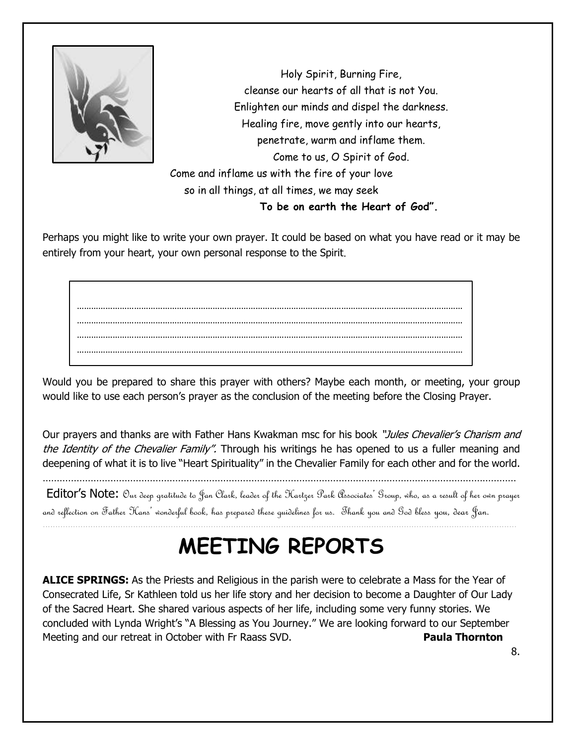Holy Spirit, Burning Fire,
cleanse our hearts of all that is not You.
Enlighten our minds and dispel the darkness.
Healing fire, move gently into our hearts,
penetrate, warm and inflame them.
Come to us, O Spirit of God.
Come and inflame us with the fire of your love
so in all things, at all times, we may seek
**To be on earth the Heart of God".**

Perhaps you might like to write your own prayer. It could be based on what you have read or it may be entirely from your heart, your own personal response to the Spirit.

……………………………………………………………………………………………………………………………
……………………………………………………………………………………………………………………………
……………………………………………………………………………………………………………………………
……………………………………………………………………………………………………………………………

Would you be prepared to share this prayer with others? Maybe each month, or meeting, your group would like to use each person's prayer as the conclusion of the meeting before the Closing Prayer.

Our prayers and thanks are with Father Hans Kwakman msc for his book *"Jules Chevalier's Charism and the Identity of the Chevalier Family".* Through his writings he has opened to us a fuller meaning and deepening of what it is to live "Heart Spirituality" in the Chevalier Family for each other and for the world.

……………………………………………………………………………………………………………………………

Editor's Note: Our deep gratitude to Jan Clark, leader of the Hartzer Park Associates' Group, who, as a result of her own prayer and reflection on Father Hans' wonderful book, has prepared these guidelines for us. Thank you and God bless you, dear Jan.

# MEETING REPORTS

**ALICE SPRINGS:** As the Priests and Religious in the parish were to celebrate a Mass for the Year of Consecrated Life, Sr Kathleen told us her life story and her decision to become a Daughter of Our Lady of the Sacred Heart. She shared various aspects of her life, including some very funny stories. We concluded with Lynda Wright's "A Blessing as You Journey." We are looking forward to our September Meeting and our retreat in October with Fr Raass SVD. **Paula Thornton**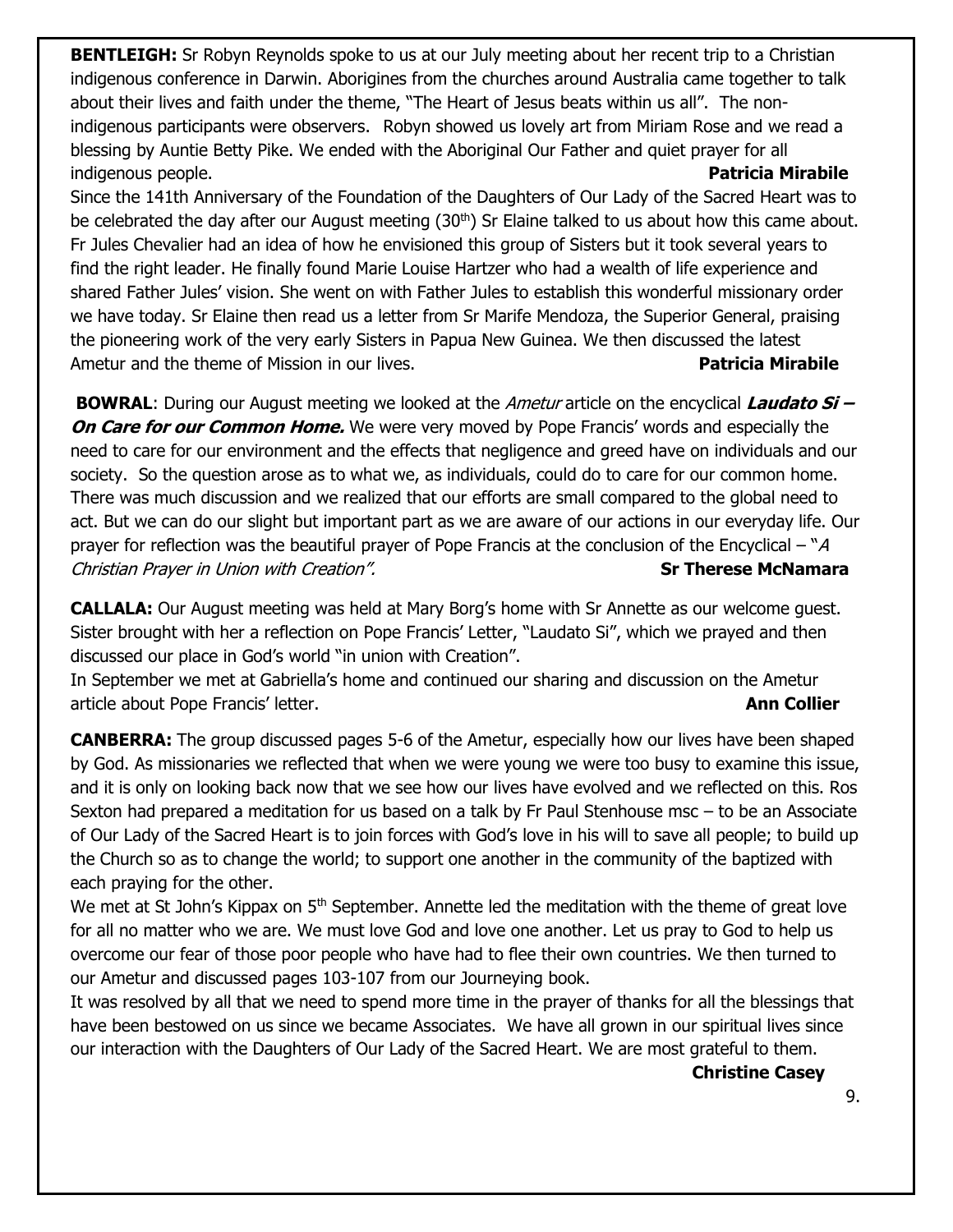**BENTLEIGH:** Sr Robyn Reynolds spoke to us at our July meeting about her recent trip to a Christian indigenous conference in Darwin. Aborigines from the churches around Australia came together to talk about their lives and faith under the theme, "The Heart of Jesus beats within us all". The non-indigenous participants were observers. Robyn showed us lovely art from Miriam Rose and we read a blessing by Auntie Betty Pike. We ended with the Aboriginal Our Father and quiet prayer for all indigenous people. **Patricia Mirabile**

Since the 141th Anniversary of the Foundation of the Daughters of Our Lady of the Sacred Heart was to be celebrated the day after our August meeting (30th) Sr Elaine talked to us about how this came about. Fr Jules Chevalier had an idea of how he envisioned this group of Sisters but it took several years to find the right leader. He finally found Marie Louise Hartzer who had a wealth of life experience and shared Father Jules' vision. She went on with Father Jules to establish this wonderful missionary order we have today. Sr Elaine then read us a letter from Sr Marife Mendoza, the Superior General, praising the pioneering work of the very early Sisters in Papua New Guinea. We then discussed the latest Ametur and the theme of Mission in our lives. **Patricia Mirabile**

**BOWRAL**: During our August meeting we looked at the *Ametur* article on the encyclical ***Laudato Si – On Care for our Common Home.*** We were very moved by Pope Francis' words and especially the need to care for our environment and the effects that negligence and greed have on individuals and our society. So the question arose as to what we, as individuals, could do to care for our common home. There was much discussion and we realized that our efforts are small compared to the global need to act. But we can do our slight but important part as we are aware of our actions in our everyday life. Our prayer for reflection was the beautiful prayer of Pope Francis at the conclusion of the Encyclical – "*A Christian Prayer in Union with Creation".* **Sr Therese McNamara**

**CALLALA:** Our August meeting was held at Mary Borg's home with Sr Annette as our welcome guest. Sister brought with her a reflection on Pope Francis' Letter, "Laudato Si", which we prayed and then discussed our place in God's world "in union with Creation".

In September we met at Gabriella's home and continued our sharing and discussion on the Ametur article about Pope Francis' letter. **Ann Collier**

**CANBERRA:** The group discussed pages 5-6 of the Ametur, especially how our lives have been shaped by God. As missionaries we reflected that when we were young we were too busy to examine this issue, and it is only on looking back now that we see how our lives have evolved and we reflected on this. Ros Sexton had prepared a meditation for us based on a talk by Fr Paul Stenhouse msc – to be an Associate of Our Lady of the Sacred Heart is to join forces with God's love in his will to save all people; to build up the Church so as to change the world; to support one another in the community of the baptized with each praying for the other.

We met at St John's Kippax on 5th September. Annette led the meditation with the theme of great love for all no matter who we are. We must love God and love one another. Let us pray to God to help us overcome our fear of those poor people who have had to flee their own countries. We then turned to our Ametur and discussed pages 103-107 from our Journeying book.

It was resolved by all that we need to spend more time in the prayer of thanks for all the blessings that have been bestowed on us since we became Associates. We have all grown in our spiritual lives since our interaction with the Daughters of Our Lady of the Sacred Heart. We are most grateful to them.

**Christine Casey**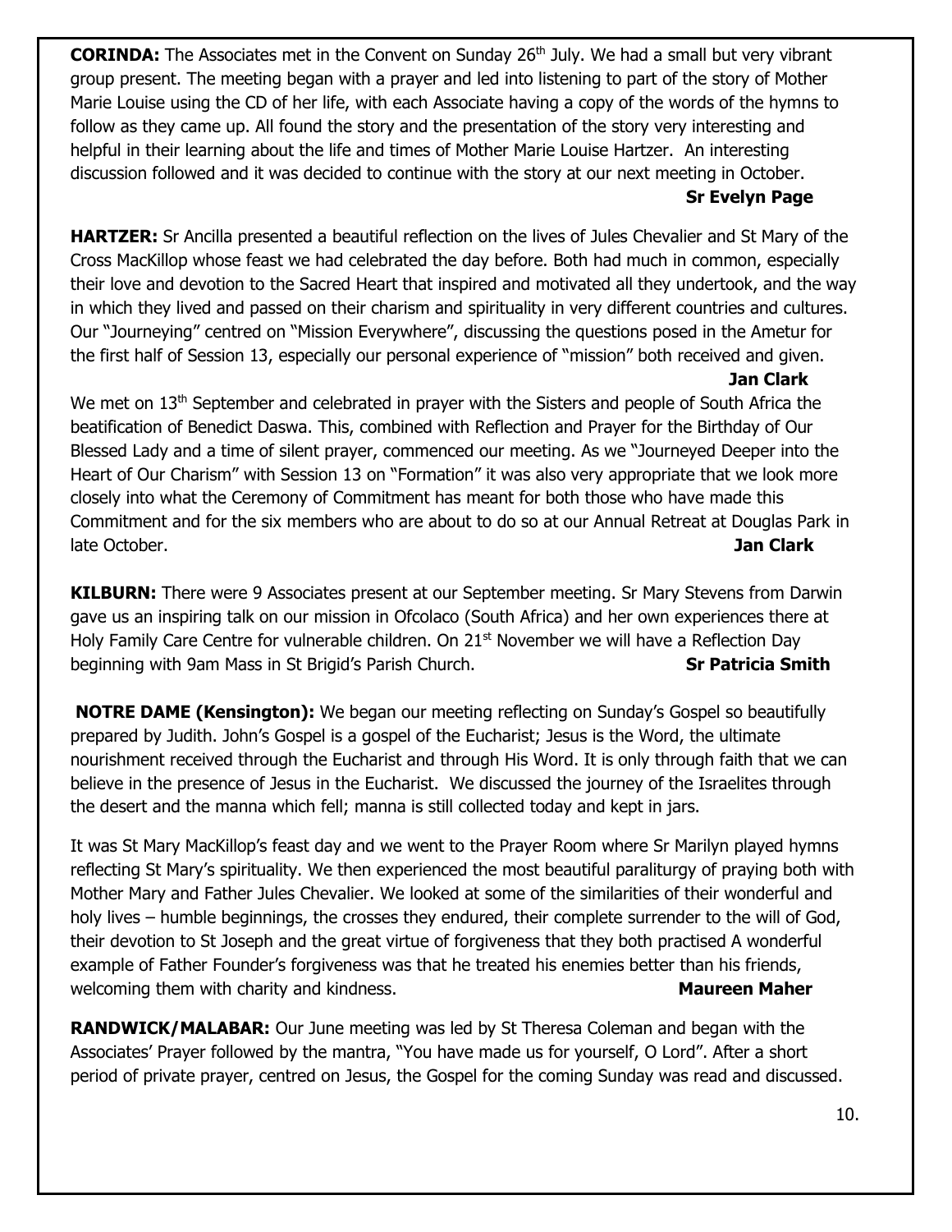**CORINDA:** The Associates met in the Convent on Sunday 26th July. We had a small but very vibrant group present. The meeting began with a prayer and led into listening to part of the story of Mother Marie Louise using the CD of her life, with each Associate having a copy of the words of the hymns to follow as they came up. All found the story and the presentation of the story very interesting and helpful in their learning about the life and times of Mother Marie Louise Hartzer. An interesting discussion followed and it was decided to continue with the story at our next meeting in October.

**Sr Evelyn Page**

**HARTZER:** Sr Ancilla presented a beautiful reflection on the lives of Jules Chevalier and St Mary of the Cross MacKillop whose feast we had celebrated the day before. Both had much in common, especially their love and devotion to the Sacred Heart that inspired and motivated all they undertook, and the way in which they lived and passed on their charism and spirituality in very different countries and cultures. Our "Journeying" centred on "Mission Everywhere", discussing the questions posed in the Ametur for the first half of Session 13, especially our personal experience of "mission" both received and given.

**Jan Clark**

We met on 13th September and celebrated in prayer with the Sisters and people of South Africa the beatification of Benedict Daswa. This, combined with Reflection and Prayer for the Birthday of Our Blessed Lady and a time of silent prayer, commenced our meeting. As we "Journeyed Deeper into the Heart of Our Charism" with Session 13 on "Formation" it was also very appropriate that we look more closely into what the Ceremony of Commitment has meant for both those who have made this Commitment and for the six members who are about to do so at our Annual Retreat at Douglas Park in late October. **Jan Clark**

**KILBURN:** There were 9 Associates present at our September meeting. Sr Mary Stevens from Darwin gave us an inspiring talk on our mission in Ofcolaco (South Africa) and her own experiences there at Holy Family Care Centre for vulnerable children. On 21st November we will have a Reflection Day beginning with 9am Mass in St Brigid's Parish Church. **Sr Patricia Smith**

**NOTRE DAME (Kensington):** We began our meeting reflecting on Sunday's Gospel so beautifully prepared by Judith. John's Gospel is a gospel of the Eucharist; Jesus is the Word, the ultimate nourishment received through the Eucharist and through His Word. It is only through faith that we can believe in the presence of Jesus in the Eucharist. We discussed the journey of the Israelites through the desert and the manna which fell; manna is still collected today and kept in jars.

It was St Mary MacKillop's feast day and we went to the Prayer Room where Sr Marilyn played hymns reflecting St Mary's spirituality. We then experienced the most beautiful paraliturgy of praying both with Mother Mary and Father Jules Chevalier. We looked at some of the similarities of their wonderful and holy lives – humble beginnings, the crosses they endured, their complete surrender to the will of God, their devotion to St Joseph and the great virtue of forgiveness that they both practised A wonderful example of Father Founder's forgiveness was that he treated his enemies better than his friends, welcoming them with charity and kindness. **Maureen Maher**

**RANDWICK/MALABAR:** Our June meeting was led by St Theresa Coleman and began with the Associates' Prayer followed by the mantra, "You have made us for yourself, O Lord". After a short period of private prayer, centred on Jesus, the Gospel for the coming Sunday was read and discussed.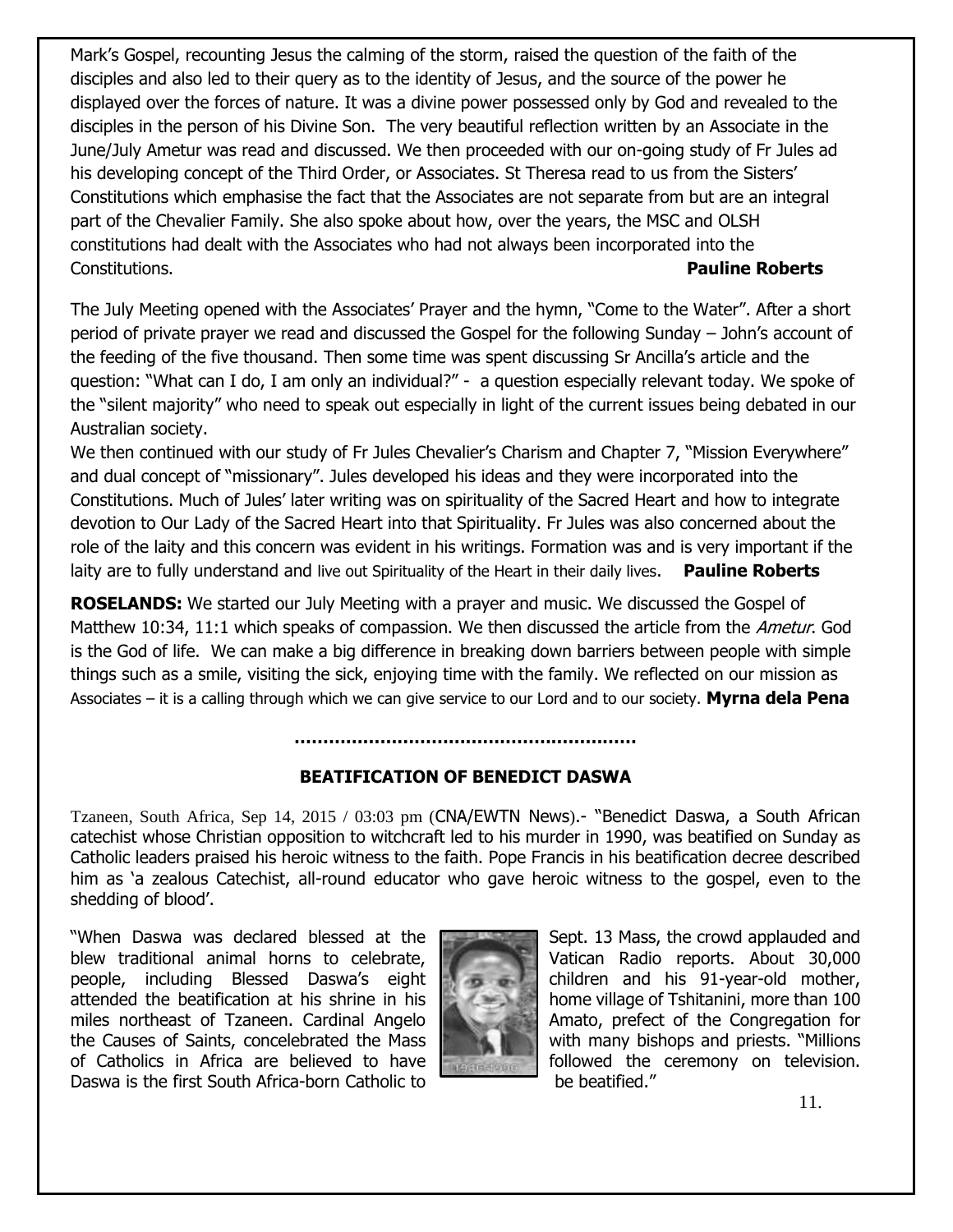Mark's Gospel, recounting Jesus the calming of the storm, raised the question of the faith of the disciples and also led to their query as to the identity of Jesus, and the source of the power he displayed over the forces of nature. It was a divine power possessed only by God and revealed to the disciples in the person of his Divine Son. The very beautiful reflection written by an Associate in the June/July Ametur was read and discussed. We then proceeded with our on-going study of Fr Jules ad his developing concept of the Third Order, or Associates. St Theresa read to us from the Sisters' Constitutions which emphasise the fact that the Associates are not separate from but are an integral part of the Chevalier Family. She also spoke about how, over the years, the MSC and OLSH constitutions had dealt with the Associates who had not always been incorporated into the Constitutions. **Pauline Roberts**

The July Meeting opened with the Associates' Prayer and the hymn, "Come to the Water". After a short period of private prayer we read and discussed the Gospel for the following Sunday – John's account of the feeding of the five thousand. Then some time was spent discussing Sr Ancilla's article and the question: "What can I do, I am only an individual?" - a question especially relevant today. We spoke of the "silent majority" who need to speak out especially in light of the current issues being debated in our Australian society.

We then continued with our study of Fr Jules Chevalier's Charism and Chapter 7, "Mission Everywhere" and dual concept of "missionary". Jules developed his ideas and they were incorporated into the Constitutions. Much of Jules' later writing was on spirituality of the Sacred Heart and how to integrate devotion to Our Lady of the Sacred Heart into that Spirituality. Fr Jules was also concerned about the role of the laity and this concern was evident in his writings. Formation was and is very important if the laity are to fully understand and live out Spirituality of the Heart in their daily lives. **Pauline Roberts**

**ROSELANDS:** We started our July Meeting with a prayer and music. We discussed the Gospel of Matthew 10:34, 11:1 which speaks of compassion. We then discussed the article from the *Ametur*. God is the God of life. We can make a big difference in breaking down barriers between people with simple things such as a smile, visiting the sick, enjoying time with the family. We reflected on our mission as Associates – it is a calling through which we can give service to our Lord and to our society. **Myrna dela Pena**

.........................................................

## BEATIFICATION OF BENEDICT DASWA

Tzaneen, South Africa, Sep 14, 2015 / 03:03 pm (CNA/EWTN News).- "Benedict Daswa, a South African catechist whose Christian opposition to witchcraft led to his murder in 1990, was beatified on Sunday as Catholic leaders praised his heroic witness to the faith. Pope Francis in his beatification decree described him as 'a zealous Catechist, all-round educator who gave heroic witness to the gospel, even to the shedding of blood'.

"When Daswa was declared blessed at the Sept. 13 Mass, the crowd applauded and blew traditional animal horns to celebrate, Vatican Radio reports. About 30,000 people, including Blessed Daswa's eight children and his 91-year-old mother, attended the beatification at his shrine in his home village of Tshitanini, more than 100 miles northeast of Tzaneen. Cardinal Angelo Amato, prefect of the Congregation for the Causes of Saints, concelebrated the Mass with many bishops and priests. "Millions of Catholics in Africa are believed to have followed the ceremony on television. Daswa is the first South Africa-born Catholic to be beatified."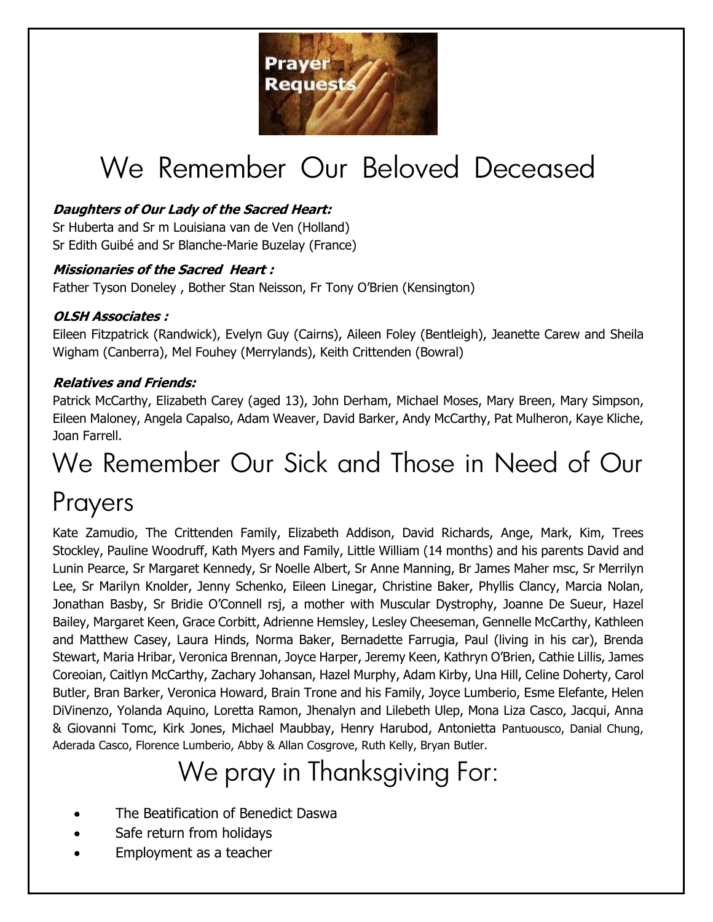# We Remember Our Beloved Deceased

***Daughters of Our Lady of the Sacred Heart:***
Sr Huberta and Sr m Louisiana van de Ven (Holland)
Sr Edith Guibé and Sr Blanche-Marie Buzelay (France)

***Missionaries of the Sacred Heart :***
Father Tyson Doneley , Bother Stan Neisson, Fr Tony O'Brien (Kensington)

***OLSH Associates :***
Eileen Fitzpatrick (Randwick), Evelyn Guy (Cairns), Aileen Foley (Bentleigh), Jeanette Carew and Sheila Wigham (Canberra), Mel Fouhey (Merrylands), Keith Crittenden (Bowral)

***Relatives and Friends:***
Patrick McCarthy, Elizabeth Carey (aged 13), John Derham, Michael Moses, Mary Breen, Mary Simpson, Eileen Maloney, Angela Capalso, Adam Weaver, David Barker, Andy McCarthy, Pat Mulheron, Kaye Kliche, Joan Farrell.

# We Remember Our Sick and Those in Need of Our Prayers

Kate Zamudio, The Crittenden Family, Elizabeth Addison, David Richards, Ange, Mark, Kim, Trees Stockley, Pauline Woodruff, Kath Myers and Family, Little William (14 months) and his parents David and Lunin Pearce, Sr Margaret Kennedy, Sr Noelle Albert, Sr Anne Manning, Br James Maher msc, Sr Merrilyn Lee, Sr Marilyn Knolder, Jenny Schenko, Eileen Linegar, Christine Baker, Phyllis Clancy, Marcia Nolan, Jonathan Basby, Sr Bridie O'Connell rsj, a mother with Muscular Dystrophy, Joanne De Sueur, Hazel Bailey, Margaret Keen, Grace Corbitt, Adrienne Hemsley, Lesley Cheeseman, Gennelle McCarthy, Kathleen and Matthew Casey, Laura Hinds, Norma Baker, Bernadette Farrugia, Paul (living in his car), Brenda Stewart, Maria Hribar, Veronica Brennan, Joyce Harper, Jeremy Keen, Kathryn O'Brien, Cathie Lillis, James Coreoian, Caitlyn McCarthy, Zachary Johansan, Hazel Murphy, Adam Kirby, Una Hill, Celine Doherty, Carol Butler, Bran Barker, Veronica Howard, Brain Trone and his Family, Joyce Lumberio, Esme Elefante, Helen DiVinenzo, Yolanda Aquino, Loretta Ramon, Jhenalyn and Lilebeth Ulep, Mona Liza Casco, Jacqui, Anna & Giovanni Tomc, Kirk Jones, Michael Maubbay, Henry Harubod, Antonietta Pantuousco, Danial Chung, Aderada Casco, Florence Lumberio, Abby & Allan Cosgrove, Ruth Kelly, Bryan Butler.

# We pray in Thanksgiving For:

- The Beatification of Benedict Daswa
- Safe return from holidays
- Employment as a teacher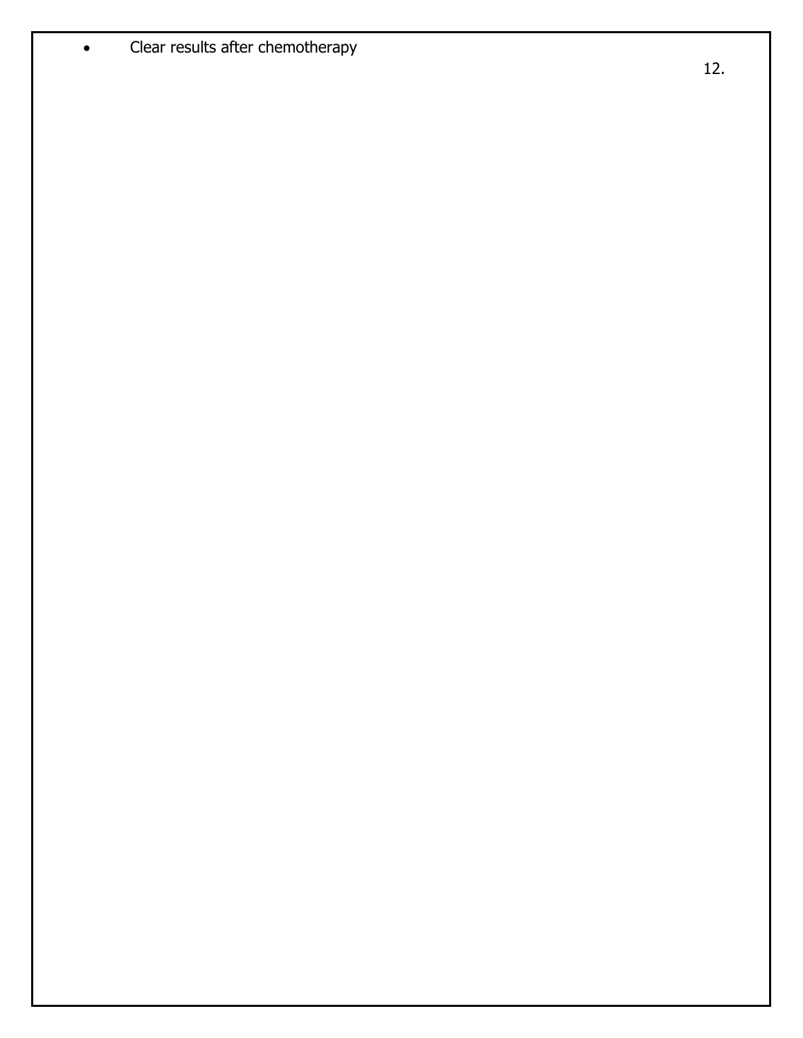- Clear results after chemotherapy

12.